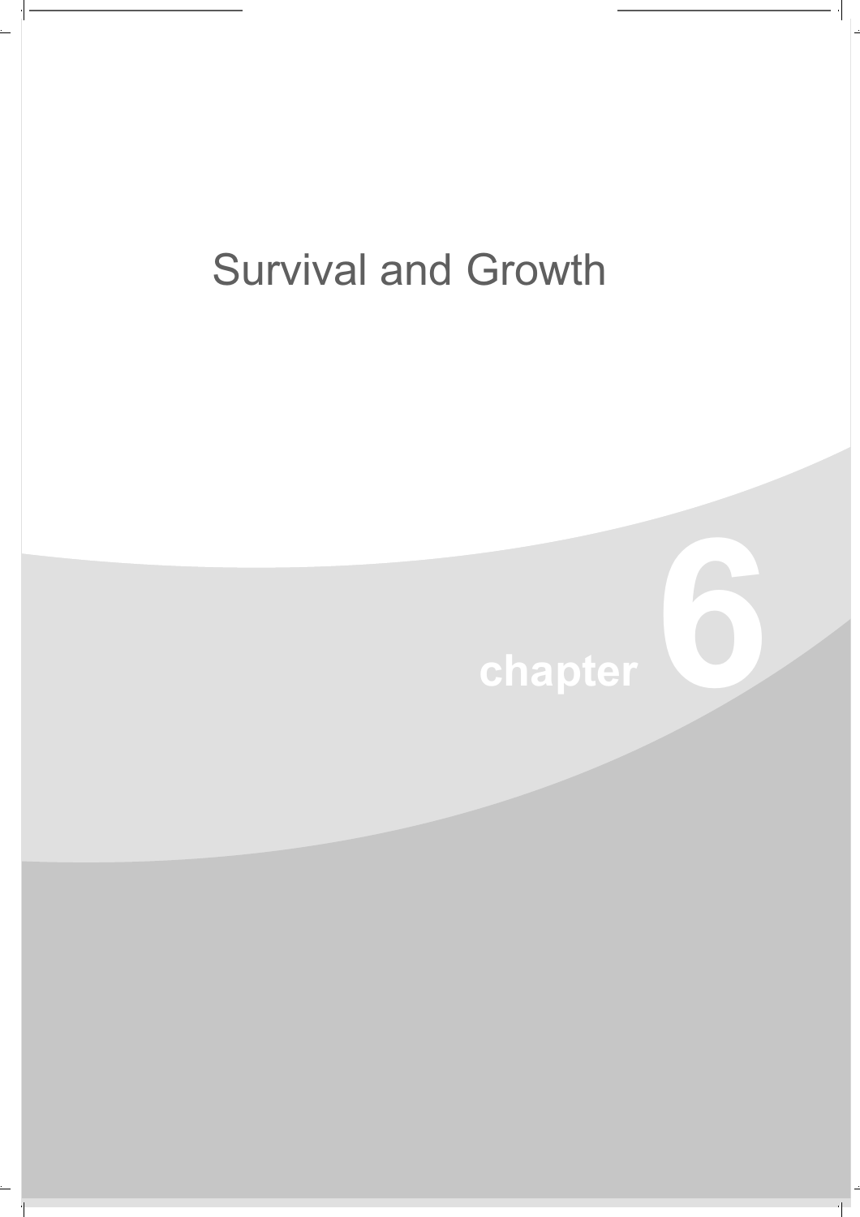# Survival and Growth

chapter 6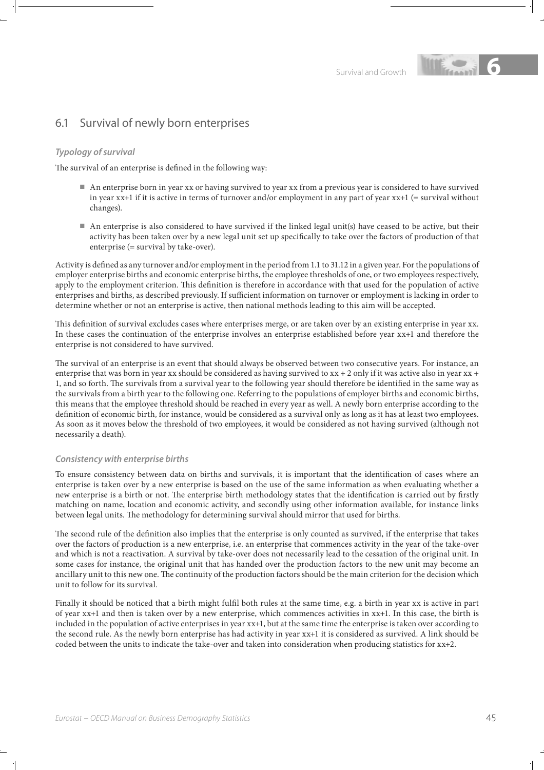## 6.1 Survival of newly born enterprises

### *Typology of survival*

The survival of an enterprise is defined in the following way:

- An enterprise born in year xx or having survived to year xx from a previous year is considered to have survived in year xx+1 if it is active in terms of turnover and/or employment in any part of year xx+1 (= survival without changes).
- An enterprise is also considered to have survived if the linked legal unit(s) have ceased to be active, but their activity has been taken over by a new legal unit set up specifically to take over the factors of production of that enterprise (= survival by take-over).

Activity is defined as any turnover and/or employment in the period from 1.1 to 31.12 in a given year. For the populations of employer enterprise births and economic enterprise births, the employee thresholds of one, or two employees respectively, apply to the employment criterion. This definition is therefore in accordance with that used for the population of active enterprises and births, as described previously. If sufficient information on turnover or employment is lacking in order to determine whether or not an enterprise is active, then national methods leading to this aim will be accepted.

This definition of survival excludes cases where enterprises merge, or are taken over by an existing enterprise in year xx. In these cases the continuation of the enterprise involves an enterprise established before year xx+1 and therefore the enterprise is not considered to have survived.

The survival of an enterprise is an event that should always be observed between two consecutive years. For instance, an enterprise that was born in year xx should be considered as having survived to xx + 2 only if it was active also in year xx + 1, and so forth. The survivals from a survival year to the following year should therefore be identified in the same way as the survivals from a birth year to the following one. Referring to the populations of employer births and economic births, this means that the employee threshold should be reached in every year as well. A newly born enterprise according to the definition of economic birth, for instance, would be considered as a survival only as long as it has at least two employees. As soon as it moves below the threshold of two employees, it would be considered as not having survived (although not necessarily a death).

### *Consistency with enterprise births*

To ensure consistency between data on births and survivals, it is important that the identification of cases where an enterprise is taken over by a new enterprise is based on the use of the same information as when evaluating whether a new enterprise is a birth or not. The enterprise birth methodology states that the identification is carried out by firstly matching on name, location and economic activity, and secondly using other information available, for instance links between legal units. The methodology for determining survival should mirror that used for births.

The second rule of the definition also implies that the enterprise is only counted as survived, if the enterprise that takes over the factors of production is a new enterprise, i.e. an enterprise that commences activity in the year of the take-over and which is not a reactivation. A survival by take-over does not necessarily lead to the cessation of the original unit. In some cases for instance, the original unit that has handed over the production factors to the new unit may become an ancillary unit to this new one. The continuity of the production factors should be the main criterion for the decision which unit to follow for its survival.

Finally it should be noticed that a birth might fulfil both rules at the same time, e.g. a birth in year xx is active in part of year xx+1 and then is taken over by a new enterprise, which commences activities in xx+1. In this case, the birth is included in the population of active enterprises in year xx+1, but at the same time the enterprise is taken over according to the second rule. As the newly born enterprise has had activity in year xx+1 it is considered as survived. A link should be coded between the units to indicate the take-over and taken into consideration when producing statistics for xx+2.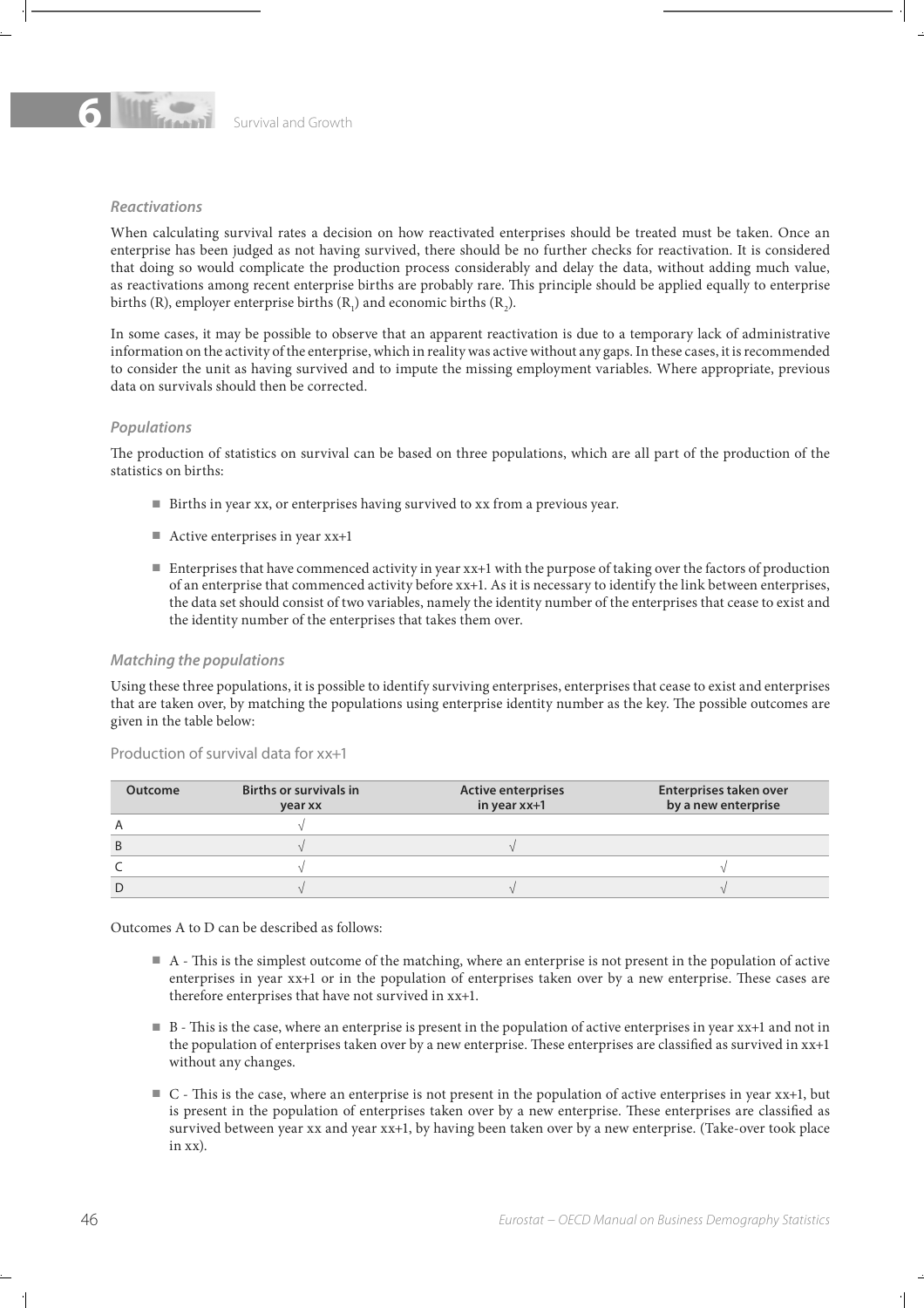### *Reactivations*

When calculating survival rates a decision on how reactivated enterprises should be treated must be taken. Once an enterprise has been judged as not having survived, there should be no further checks for reactivation. It is considered that doing so would complicate the production process considerably and delay the data, without adding much value, as reactivations among recent enterprise births are probably rare. This principle should be applied equally to enterprise births (R), employer enterprise births ($R_1$) and economic births ($R_2$).

In some cases, it may be possible to observe that an apparent reactivation is due to a temporary lack of administrative information on the activity of the enterprise, which in reality was active without any gaps. In these cases, it is recommended to consider the unit as having survived and to impute the missing employment variables. Where appropriate, previous data on survivals should then be corrected.

### *Populations*

The production of statistics on survival can be based on three populations, which are all part of the production of the statistics on births:

- Births in year xx, or enterprises having survived to xx from a previous year.
- Active enterprises in year xx+1
- Enterprises that have commenced activity in year xx+1 with the purpose of taking over the factors of production of an enterprise that commenced activity before xx+1. As it is necessary to identify the link between enterprises, the data set should consist of two variables, namely the identity number of the enterprises that cease to exist and the identity number of the enterprises that takes them over.

### *Matching the populations*

Using these three populations, it is possible to identify surviving enterprises, enterprises that cease to exist and enterprises that are taken over, by matching the populations using enterprise identity number as the key. The possible outcomes are given in the table below:

Production of survival data for xx+1

| Outcome | Births or survivals in year xx | Active enterprises in year xx+1 | Enterprises taken over by a new enterprise |
|---|---|---|---|
| A | √ | | |
| B | √ | √ | |
| C | √ | | √ |
| D | √ | √ | √ |

Outcomes A to D can be described as follows:

- A - This is the simplest outcome of the matching, where an enterprise is not present in the population of active enterprises in year xx+1 or in the population of enterprises taken over by a new enterprise. These cases are therefore enterprises that have not survived in xx+1.
- B - This is the case, where an enterprise is present in the population of active enterprises in year xx+1 and not in the population of enterprises taken over by a new enterprise. These enterprises are classified as survived in xx+1 without any changes.
- C - This is the case, where an enterprise is not present in the population of active enterprises in year xx+1, but is present in the population of enterprises taken over by a new enterprise. These enterprises are classified as survived between year xx and year xx+1, by having been taken over by a new enterprise. (Take-over took place in xx).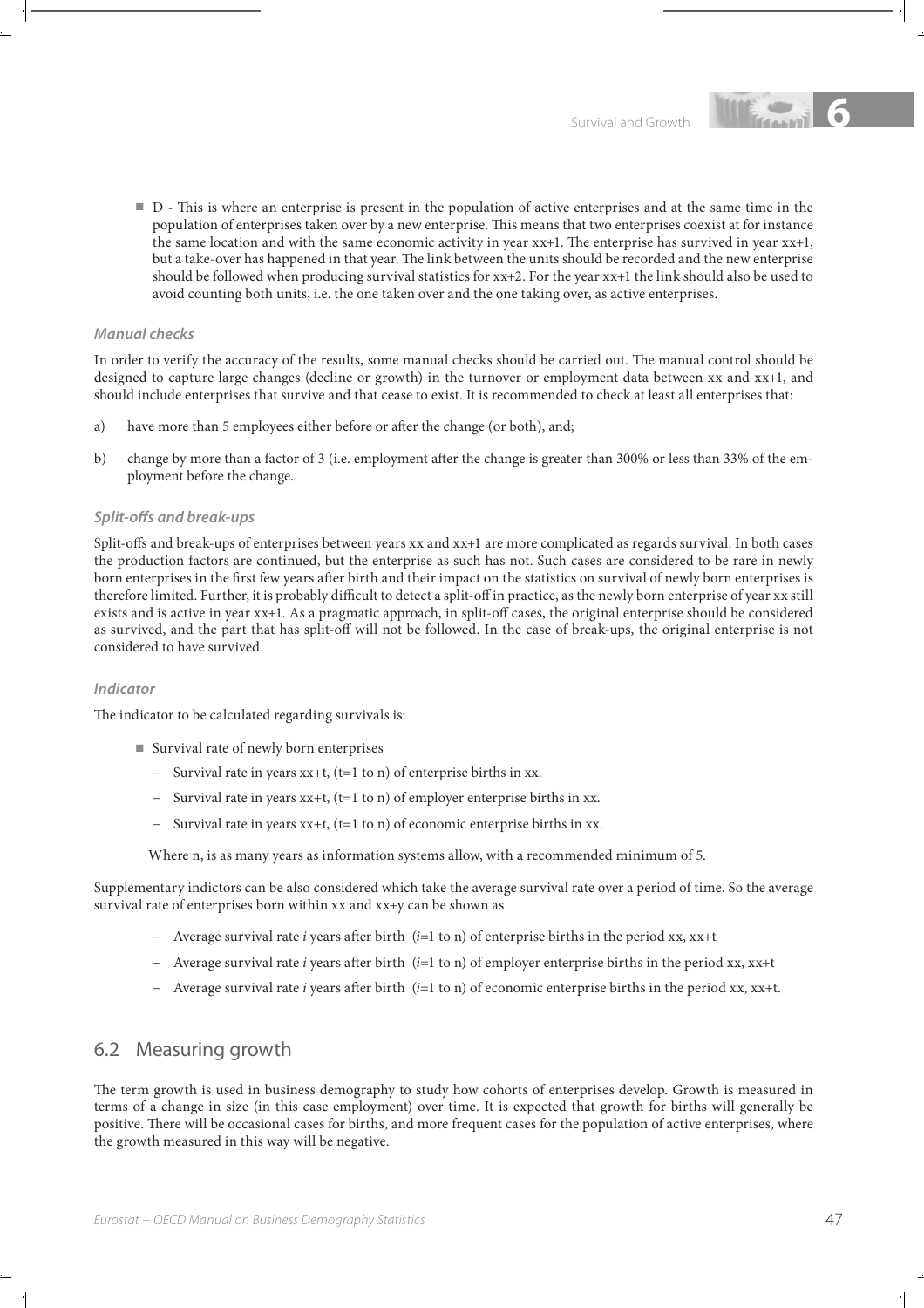- D - This is where an enterprise is present in the population of active enterprises and at the same time in the population of enterprises taken over by a new enterprise. This means that two enterprises coexist at for instance the same location and with the same economic activity in year xx+1. The enterprise has survived in year xx+1, but a take-over has happened in that year. The link between the units should be recorded and the new enterprise should be followed when producing survival statistics for xx+2. For the year xx+1 the link should also be used to avoid counting both units, i.e. the one taken over and the one taking over, as active enterprises.

#### *Manual checks*

In order to verify the accuracy of the results, some manual checks should be carried out. The manual control should be designed to capture large changes (decline or growth) in the turnover or employment data between xx and xx+1, and should include enterprises that survive and that cease to exist. It is recommended to check at least all enterprises that:

a) have more than 5 employees either before or after the change (or both), and;

b) change by more than a factor of 3 (i.e. employment after the change is greater than 300% or less than 33% of the employment before the change.

#### *Split-offs and break-ups*

Split-offs and break-ups of enterprises between years xx and xx+1 are more complicated as regards survival. In both cases the production factors are continued, but the enterprise as such has not. Such cases are considered to be rare in newly born enterprises in the first few years after birth and their impact on the statistics on survival of newly born enterprises is therefore limited. Further, it is probably difficult to detect a split-off in practice, as the newly born enterprise of year xx still exists and is active in year xx+1. As a pragmatic approach, in split-off cases, the original enterprise should be considered as survived, and the part that has split-off will not be followed. In the case of break-ups, the original enterprise is not considered to have survived.

#### *Indicator*

The indicator to be calculated regarding survivals is:

- Survival rate of newly born enterprises
  - Survival rate in years xx+t, (t=1 to n) of enterprise births in xx.
  - Survival rate in years xx+t, (t=1 to n) of employer enterprise births in xx.
  - Survival rate in years xx+t, (t=1 to n) of economic enterprise births in xx.

  Where n, is as many years as information systems allow, with a recommended minimum of 5.

Supplementary indictors can be also considered which take the average survival rate over a period of time. So the average survival rate of enterprises born within xx and xx+y can be shown as

- Average survival rate $i$ years after birth ($i$=1 to n) of enterprise births in the period xx, xx+t
- Average survival rate $i$ years after birth ($i$=1 to n) of employer enterprise births in the period xx, xx+t
- Average survival rate $i$ years after birth ($i$=1 to n) of economic enterprise births in the period xx, xx+t.

## 6.2 Measuring growth

The term growth is used in business demography to study how cohorts of enterprises develop. Growth is measured in terms of a change in size (in this case employment) over time. It is expected that growth for births will generally be positive. There will be occasional cases for births, and more frequent cases for the population of active enterprises, where the growth measured in this way will be negative.